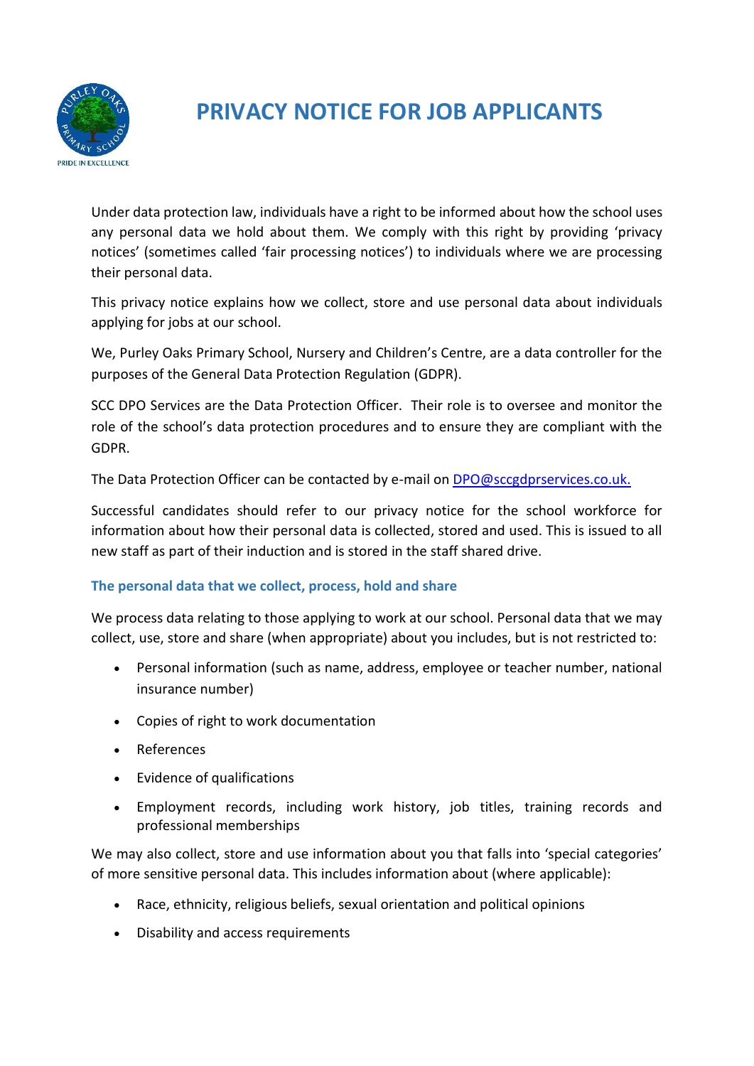# PRIVACY NOTICE FOR JOB APPLICANTS

Under data protection law, individuals have a right to be informed about how the school uses any personal data we hold about them. We comply with this right by providing 'privacy notices' (sometimes called 'fair processing notices') to individuals where we are processing their personal data.

This privacy notice explains how we collect, store and use personal data about individuals applying for jobs at our school.

We, Purley Oaks Primary School, Nursery and Children's Centre, are a data controller for the purposes of the General Data Protection Regulation (GDPR).

SCC DPO Services are the Data Protection Officer. Their role is to oversee and monitor the role of the school's data protection procedures and to ensure they are compliant with the GDPR.

The Data Protection Officer can be contacted by e-mail on DPO@sccgdprservices.co.uk.

Successful candidates should refer to our privacy notice for the school workforce for information about how their personal data is collected, stored and used. This is issued to all new staff as part of their induction and is stored in the staff shared drive.

### The personal data that we collect, process, hold and share

We process data relating to those applying to work at our school. Personal data that we may collect, use, store and share (when appropriate) about you includes, but is not restricted to:

- Personal information (such as name, address, employee or teacher number, national insurance number)
- Copies of right to work documentation
- References
- Evidence of qualifications
- Employment records, including work history, job titles, training records and professional memberships

We may also collect, store and use information about you that falls into 'special categories' of more sensitive personal data. This includes information about (where applicable):

- Race, ethnicity, religious beliefs, sexual orientation and political opinions
- Disability and access requirements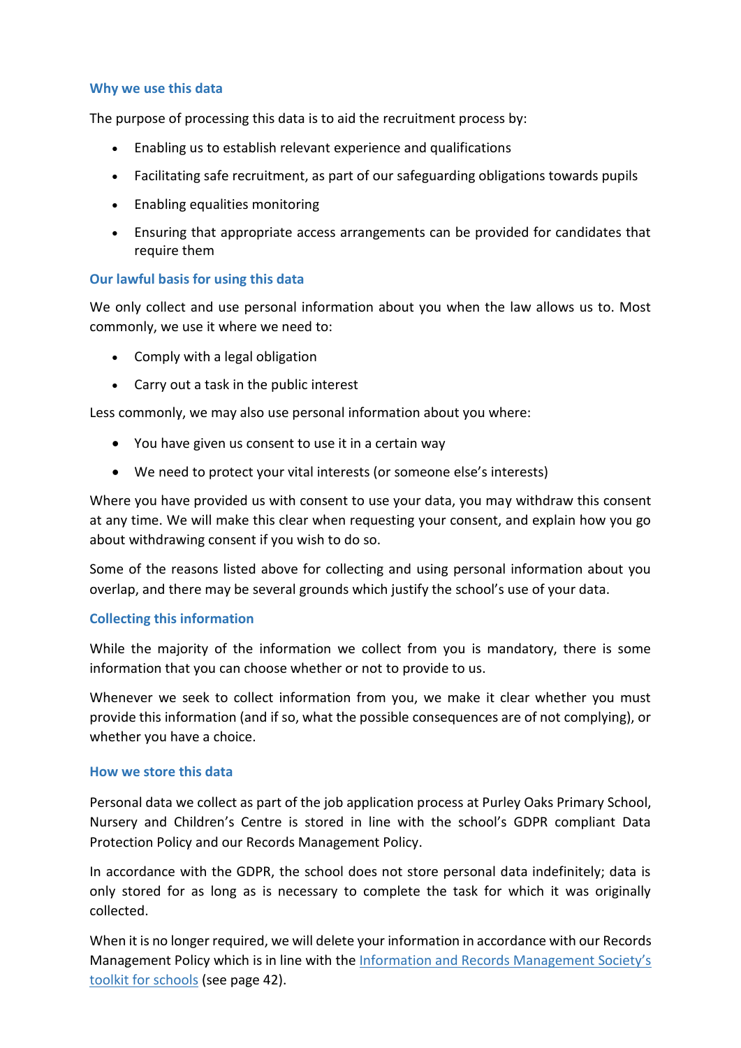### Why we use this data

The purpose of processing this data is to aid the recruitment process by:

- Enabling us to establish relevant experience and qualifications
- Facilitating safe recruitment, as part of our safeguarding obligations towards pupils
- Enabling equalities monitoring
- Ensuring that appropriate access arrangements can be provided for candidates that require them

### Our lawful basis for using this data

We only collect and use personal information about you when the law allows us to. Most commonly, we use it where we need to:

- Comply with a legal obligation
- Carry out a task in the public interest

Less commonly, we may also use personal information about you where:

- You have given us consent to use it in a certain way
- We need to protect your vital interests (or someone else's interests)

Where you have provided us with consent to use your data, you may withdraw this consent at any time. We will make this clear when requesting your consent, and explain how you go about withdrawing consent if you wish to do so.

Some of the reasons listed above for collecting and using personal information about you overlap, and there may be several grounds which justify the school's use of your data.

### Collecting this information

While the majority of the information we collect from you is mandatory, there is some information that you can choose whether or not to provide to us.

Whenever we seek to collect information from you, we make it clear whether you must provide this information (and if so, what the possible consequences are of not complying), or whether you have a choice.

### How we store this data

Personal data we collect as part of the job application process at Purley Oaks Primary School, Nursery and Children's Centre is stored in line with the school's GDPR compliant Data Protection Policy and our Records Management Policy.

In accordance with the GDPR, the school does not store personal data indefinitely; data is only stored for as long as is necessary to complete the task for which it was originally collected.

When it is no longer required, we will delete your information in accordance with our Records Management Policy which is in line with the [Information and Records Management Society's toolkit for schools] (see page 42).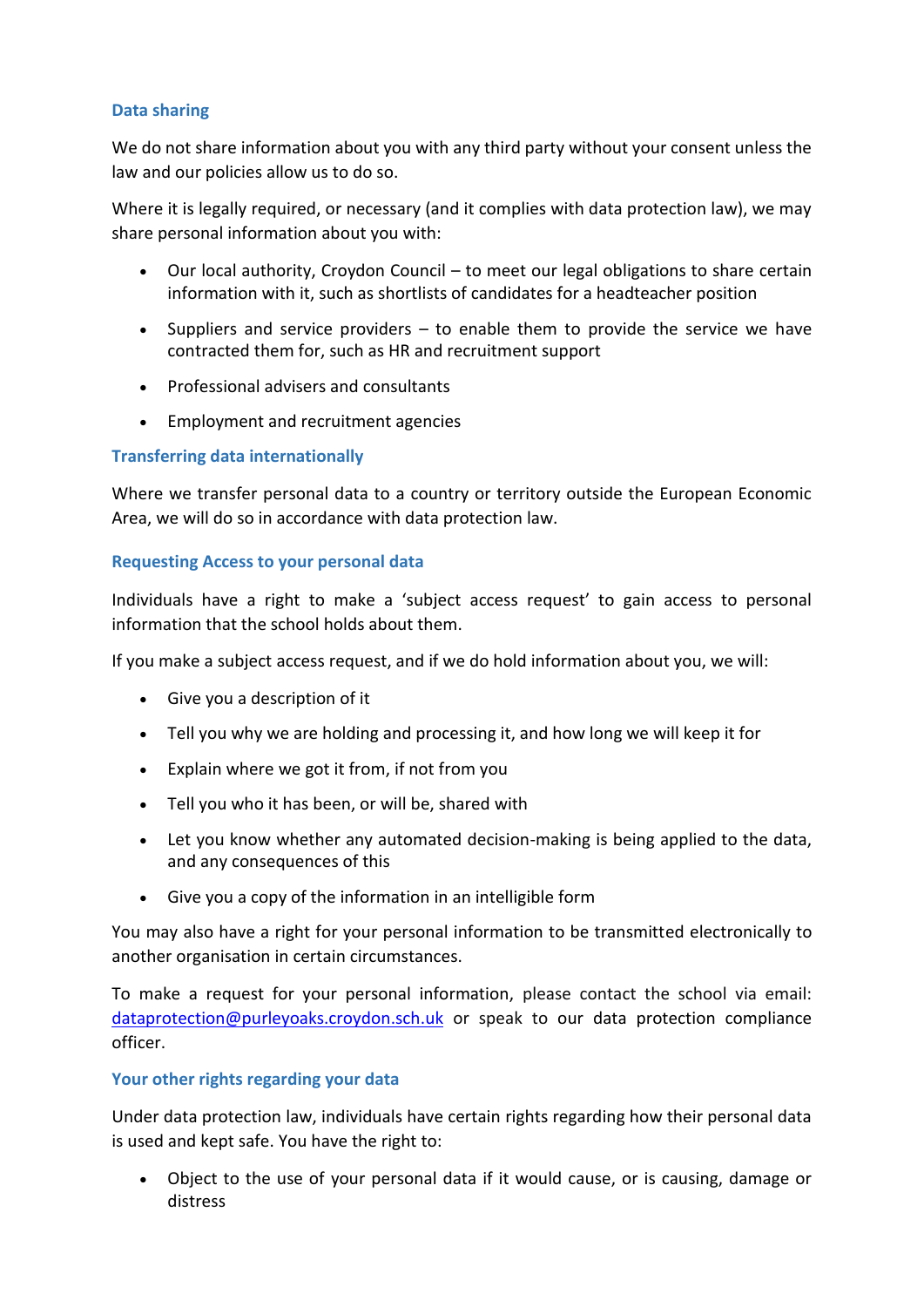### Data sharing

We do not share information about you with any third party without your consent unless the law and our policies allow us to do so.

Where it is legally required, or necessary (and it complies with data protection law), we may share personal information about you with:

- Our local authority, Croydon Council – to meet our legal obligations to share certain information with it, such as shortlists of candidates for a headteacher position
- Suppliers and service providers – to enable them to provide the service we have contracted them for, such as HR and recruitment support
- Professional advisers and consultants
- Employment and recruitment agencies

### Transferring data internationally

Where we transfer personal data to a country or territory outside the European Economic Area, we will do so in accordance with data protection law.

### Requesting Access to your personal data

Individuals have a right to make a 'subject access request' to gain access to personal information that the school holds about them.

If you make a subject access request, and if we do hold information about you, we will:

- Give you a description of it
- Tell you why we are holding and processing it, and how long we will keep it for
- Explain where we got it from, if not from you
- Tell you who it has been, or will be, shared with
- Let you know whether any automated decision-making is being applied to the data, and any consequences of this
- Give you a copy of the information in an intelligible form

You may also have a right for your personal information to be transmitted electronically to another organisation in certain circumstances.

To make a request for your personal information, please contact the school via email: [dataprotection@purleyoaks.croydon.sch.uk](mailto:dataprotection@purleyoaks.croydon.sch.uk) or speak to our data protection compliance officer.

### Your other rights regarding your data

Under data protection law, individuals have certain rights regarding how their personal data is used and kept safe. You have the right to:

- Object to the use of your personal data if it would cause, or is causing, damage or distress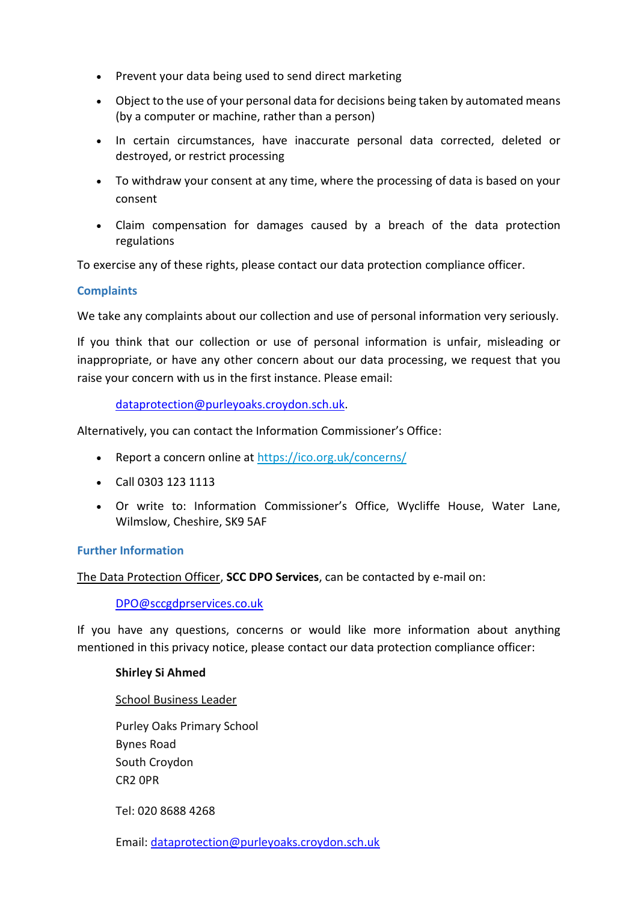- Prevent your data being used to send direct marketing
- Object to the use of your personal data for decisions being taken by automated means (by a computer or machine, rather than a person)
- In certain circumstances, have inaccurate personal data corrected, deleted or destroyed, or restrict processing
- To withdraw your consent at any time, where the processing of data is based on your consent
- Claim compensation for damages caused by a breach of the data protection regulations

To exercise any of these rights, please contact our data protection compliance officer.

## Complaints

We take any complaints about our collection and use of personal information very seriously.

If you think that our collection or use of personal information is unfair, misleading or inappropriate, or have any other concern about our data processing, we request that you raise your concern with us in the first instance. Please email:

dataprotection@purleyoaks.croydon.sch.uk.

Alternatively, you can contact the Information Commissioner's Office:

- Report a concern online at https://ico.org.uk/concerns/
- Call 0303 123 1113
- Or write to: Information Commissioner's Office, Wycliffe House, Water Lane, Wilmslow, Cheshire, SK9 5AF

## Further Information

The Data Protection Officer, **SCC DPO Services**, can be contacted by e-mail on:

DPO@sccgdprservices.co.uk

If you have any questions, concerns or would like more information about anything mentioned in this privacy notice, please contact our data protection compliance officer:

**Shirley Si Ahmed**

School Business Leader

Purley Oaks Primary School
Bynes Road
South Croydon
CR2 0PR

Tel: 020 8688 4268

Email: dataprotection@purleyoaks.croydon.sch.uk